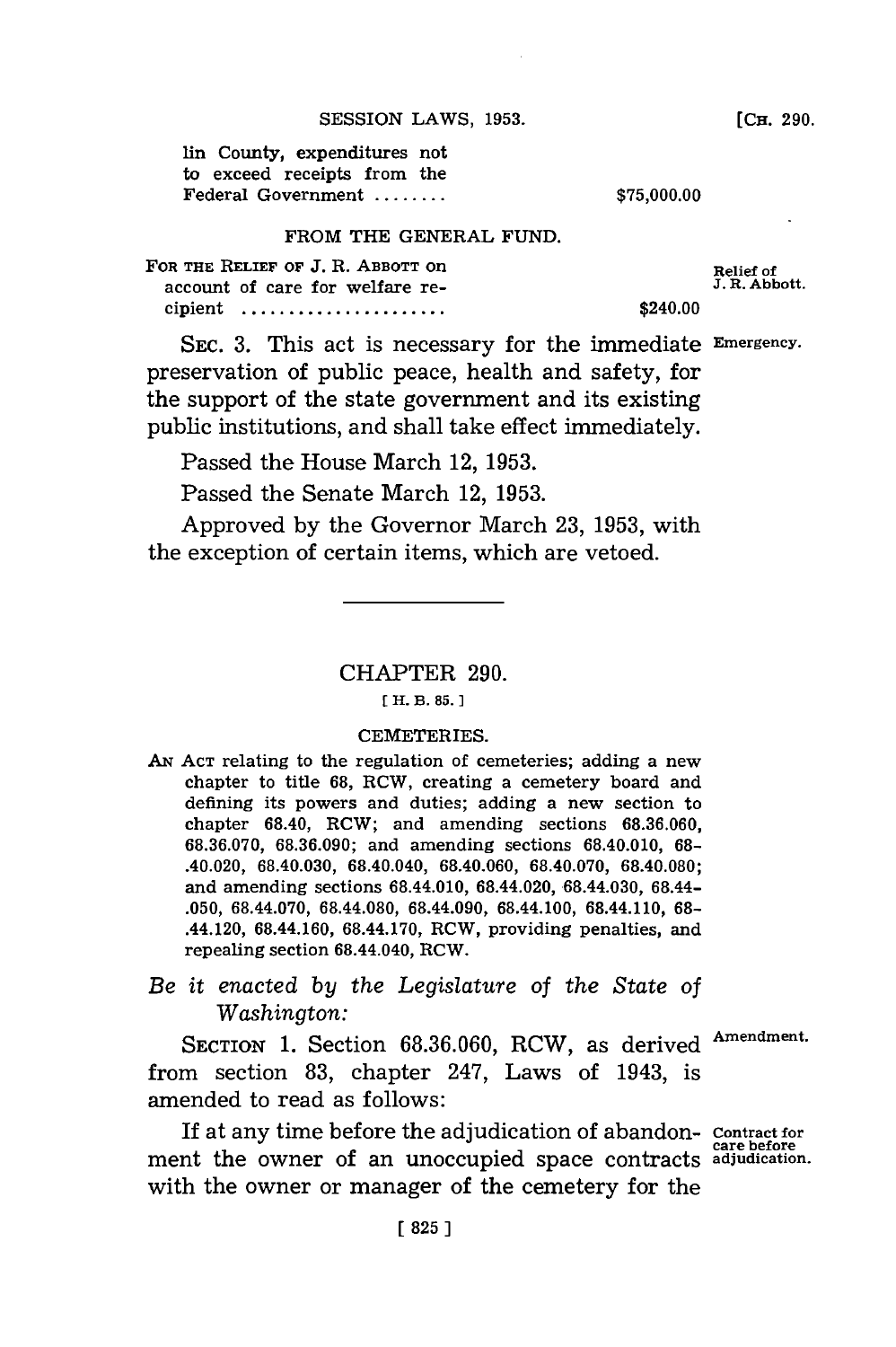lin County, expenditures not to exceed receipts from the Federal Government ........ $75,000.00

FROM THE GENERAL FUND.

FOR THE RELIEF OF J. R. ABBOTT on account of care for welfare recipient ...................... $240.00 — Relief of J. R. Abbott.

SEC. 3. This act is necessary for the immediate preservation of public peace, health and safety, for the support of the state government and its existing public institutions, and shall take effect immediately. — Emergency.

Passed the House March 12, 1953.

Passed the Senate March 12, 1953.

Approved by the Governor March 23, 1953, with the exception of certain items, which are vetoed.

---

# CHAPTER 290.

[ H. B. 85. ]

## CEMETERIES.

AN ACT relating to the regulation of cemeteries; adding a new chapter to title 68, RCW, creating a cemetery board and defining its powers and duties; adding a new section to chapter 68.40, RCW; and amending sections 68.36.060, 68.36.070, 68.36.090; and amending sections 68.40.010, 68-.40.020, 68.40.030, 68.40.040, 68.40.060, 68.40.070, 68.40.080; and amending sections 68.44.010, 68.44.020, 68.44.030, 68.44-.050, 68.44.070, 68.44.080, 68.44.090, 68.44.100, 68.44.110, 68-.44.120, 68.44.160, 68.44.170, RCW, providing penalties, and repealing section 68.44.040, RCW.

*Be it enacted by the Legislature of the State of Washington:*

SECTION 1. Section 68.36.060, RCW, as derived from section 83, chapter 247, Laws of 1943, is amended to read as follows: — Amendment.

If at any time before the adjudication of abandonment the owner of an unoccupied space contracts with the owner or manager of the cemetery for the — Contract for care before adjudication.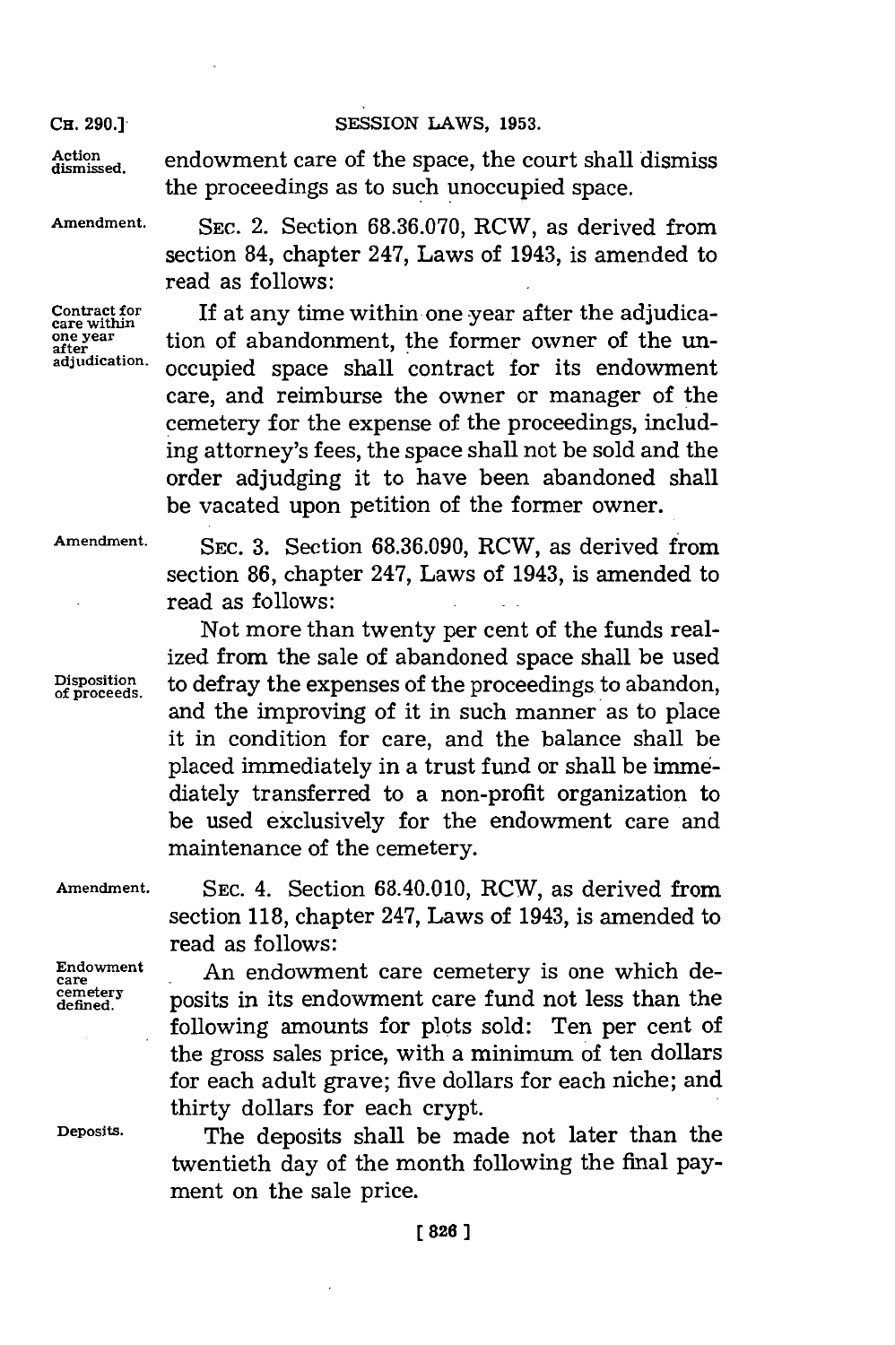Action dismissed. endowment care of the space, the court shall dismiss the proceedings as to such unoccupied space.

Amendment. SEC. 2. Section 68.36.070, RCW, as derived from section 84, chapter 247, Laws of 1943, is amended to read as follows:

Contract for care within one year after adjudication. If at any time within one year after the adjudication of abandonment, the former owner of the unoccupied space shall contract for its endowment care, and reimburse the owner or manager of the cemetery for the expense of the proceedings, including attorney's fees, the space shall not be sold and the order adjudging it to have been abandoned shall be vacated upon petition of the former owner.

Amendment. SEC. 3. Section 68.36.090, RCW, as derived from section 86, chapter 247, Laws of 1943, is amended to read as follows:

Disposition of proceeds. Not more than twenty per cent of the funds realized from the sale of abandoned space shall be used to defray the expenses of the proceedings to abandon, and the improving of it in such manner as to place it in condition for care, and the balance shall be placed immediately in a trust fund or shall be immediately transferred to a non-profit organization to be used exclusively for the endowment care and maintenance of the cemetery.

Amendment. SEC. 4. Section 68.40.010, RCW, as derived from section 118, chapter 247, Laws of 1943, is amended to read as follows:

Endowment care cemetery defined. An endowment care cemetery is one which deposits in its endowment care fund not less than the following amounts for plots sold: Ten per cent of the gross sales price, with a minimum of ten dollars for each adult grave; five dollars for each niche; and thirty dollars for each crypt.

Deposits. The deposits shall be made not later than the twentieth day of the month following the final payment on the sale price.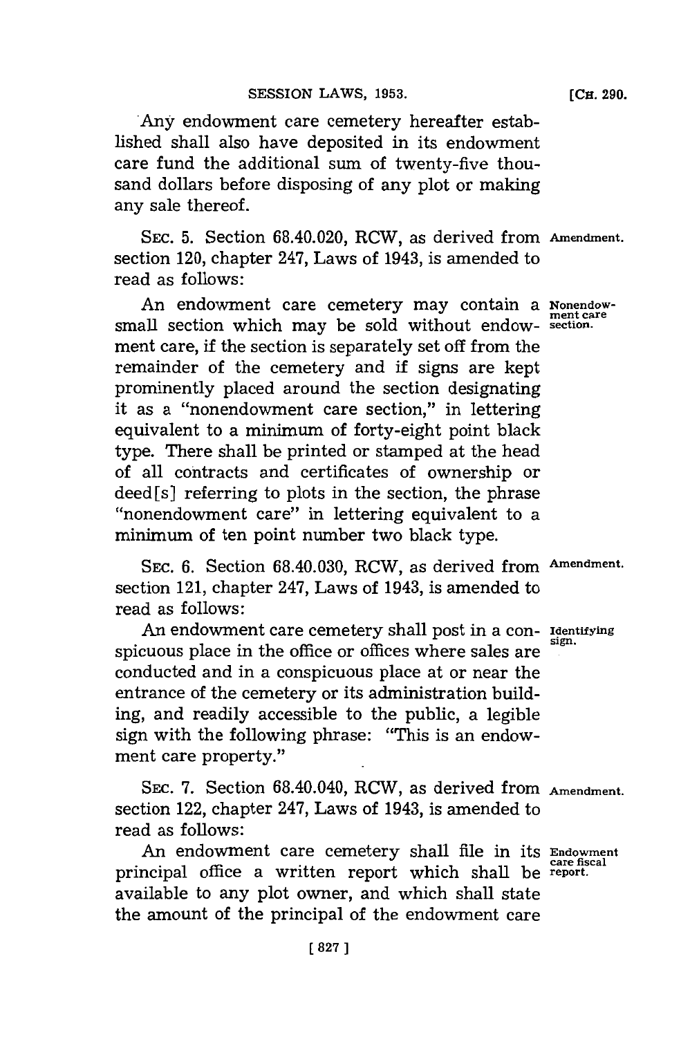Any endowment care cemetery hereafter established shall also have deposited in its endowment care fund the additional sum of twenty-five thousand dollars before disposing of any plot or making any sale thereof.

SEC. 5. Section 68.40.020, RCW, as derived from section 120, chapter 247, Laws of 1943, is amended to read as follows: **Amendment.**

**Nonendowment care section.** An endowment care cemetery may contain a small section which may be sold without endowment care, if the section is separately set off from the remainder of the cemetery and if signs are kept prominently placed around the section designating it as a "nonendowment care section," in lettering equivalent to a minimum of forty-eight point black type. There shall be printed or stamped at the head of all contracts and certificates of ownership or deed[s] referring to plots in the section, the phrase "nonendowment care" in lettering equivalent to a minimum of ten point number two black type.

SEC. 6. Section 68.40.030, RCW, as derived from section 121, chapter 247, Laws of 1943, is amended to read as follows: **Amendment.**

**Identifying sign.** An endowment care cemetery shall post in a conspicuous place in the office or offices where sales are conducted and in a conspicuous place at or near the entrance of the cemetery or its administration building, and readily accessible to the public, a legible sign with the following phrase: "This is an endowment care property."

SEC. 7. Section 68.40.040, RCW, as derived from section 122, chapter 247, Laws of 1943, is amended to read as follows: **Amendment.**

**Endowment care fiscal report.** An endowment care cemetery shall file in its principal office a written report which shall be available to any plot owner, and which shall state the amount of the principal of the endowment care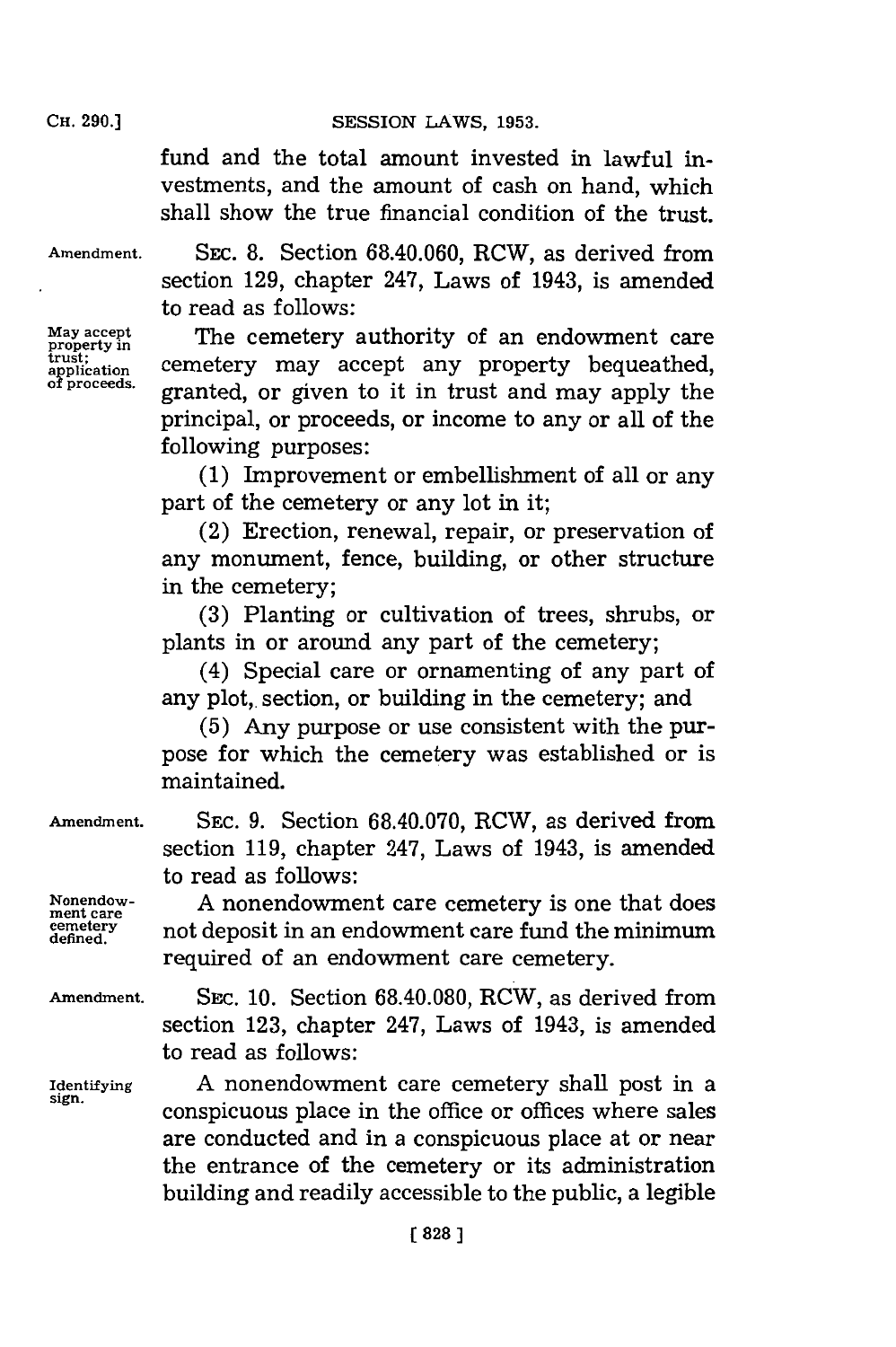fund and the total amount invested in lawful investments, and the amount of cash on hand, which shall show the true financial condition of the trust.

Amendment.

SEC. 8. Section 68.40.060, RCW, as derived from section 129, chapter 247, Laws of 1943, is amended to read as follows:

May accept property in trust; application of proceeds.

The cemetery authority of an endowment care cemetery may accept any property bequeathed, granted, or given to it in trust and may apply the principal, or proceeds, or income to any or all of the following purposes:

(1) Improvement or embellishment of all or any part of the cemetery or any lot in it;

(2) Erection, renewal, repair, or preservation of any monument, fence, building, or other structure in the cemetery;

(3) Planting or cultivation of trees, shrubs, or plants in or around any part of the cemetery;

(4) Special care or ornamenting of any part of any plot, section, or building in the cemetery; and

(5) Any purpose or use consistent with the purpose for which the cemetery was established or is maintained.

Amendment.

SEC. 9. Section 68.40.070, RCW, as derived from section 119, chapter 247, Laws of 1943, is amended to read as follows:

Nonendowment care cemetery defined.

A nonendowment care cemetery is one that does not deposit in an endowment care fund the minimum required of an endowment care cemetery.

Amendment.

SEC. 10. Section 68.40.080, RCW, as derived from section 123, chapter 247, Laws of 1943, is amended to read as follows:

Identifying sign.

A nonendowment care cemetery shall post in a conspicuous place in the office or offices where sales are conducted and in a conspicuous place at or near the entrance of the cemetery or its administration building and readily accessible to the public, a legible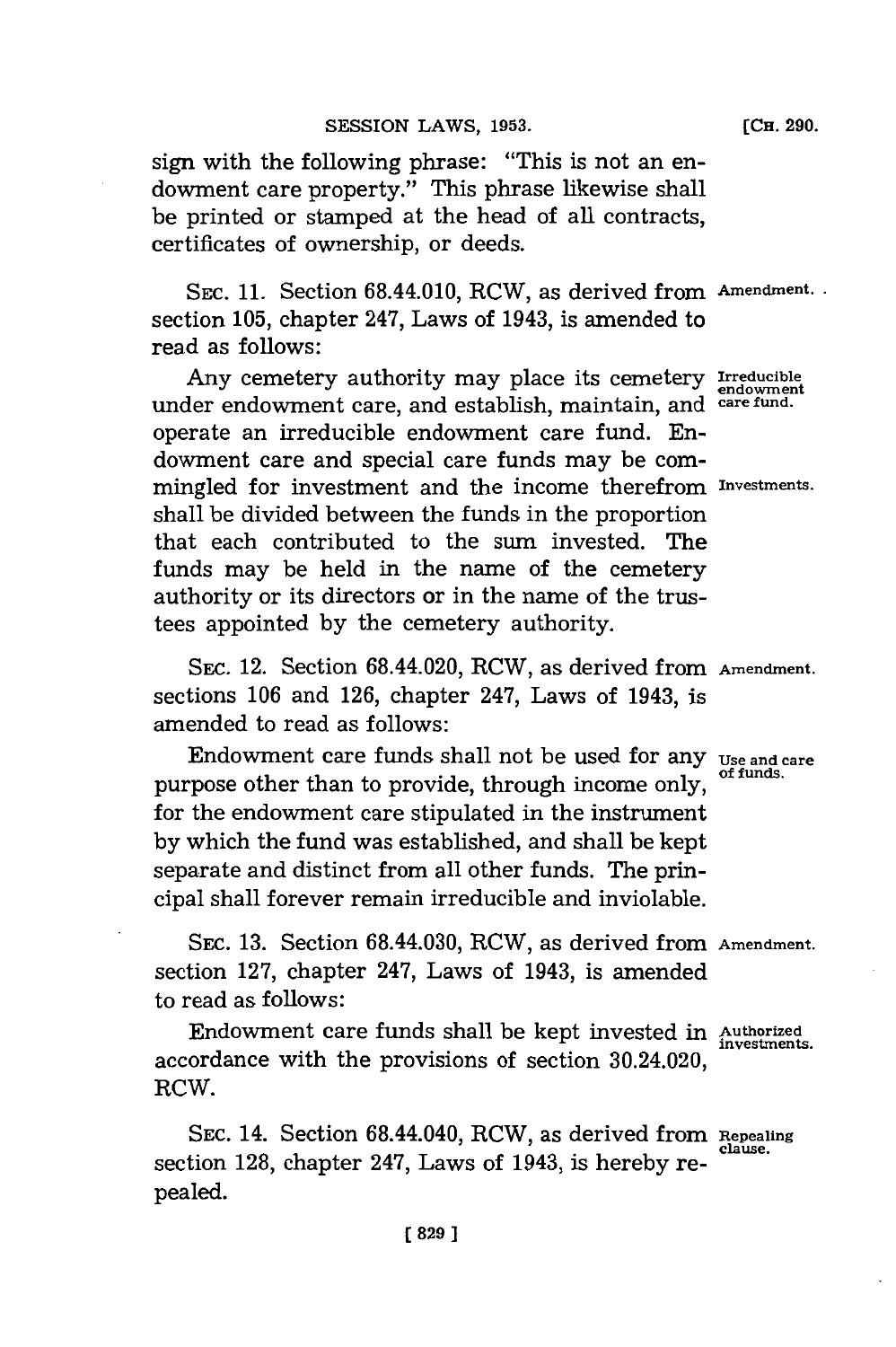sign with the following phrase: "This is not an endowment care property." This phrase likewise shall be printed or stamped at the head of all contracts, certificates of ownership, or deeds.

SEC. 11. Section 68.44.010, RCW, as derived from section 105, chapter 247, Laws of 1943, is amended to read as follows: *Amendment.*

Any cemetery authority may place its cemetery under endowment care, and establish, maintain, and operate an irreducible endowment care fund. Endowment care and special care funds may be commingled for investment and the income therefrom shall be divided between the funds in the proportion that each contributed to the sum invested. The funds may be held in the name of the cemetery authority or its directors or in the name of the trustees appointed by the cemetery authority. *Irreducible endowment care fund.* *Investments.*

SEC. 12. Section 68.44.020, RCW, as derived from sections 106 and 126, chapter 247, Laws of 1943, is amended to read as follows: *Amendment.*

Endowment care funds shall not be used for any purpose other than to provide, through income only, for the endowment care stipulated in the instrument by which the fund was established, and shall be kept separate and distinct from all other funds. The principal shall forever remain irreducible and inviolable. *Use and care of funds.*

SEC. 13. Section 68.44.030, RCW, as derived from section 127, chapter 247, Laws of 1943, is amended to read as follows: *Amendment.*

Endowment care funds shall be kept invested in accordance with the provisions of section 30.24.020, RCW. *Authorized investments.*

SEC. 14. Section 68.44.040, RCW, as derived from section 128, chapter 247, Laws of 1943, is hereby repealed. *Repealing clause.*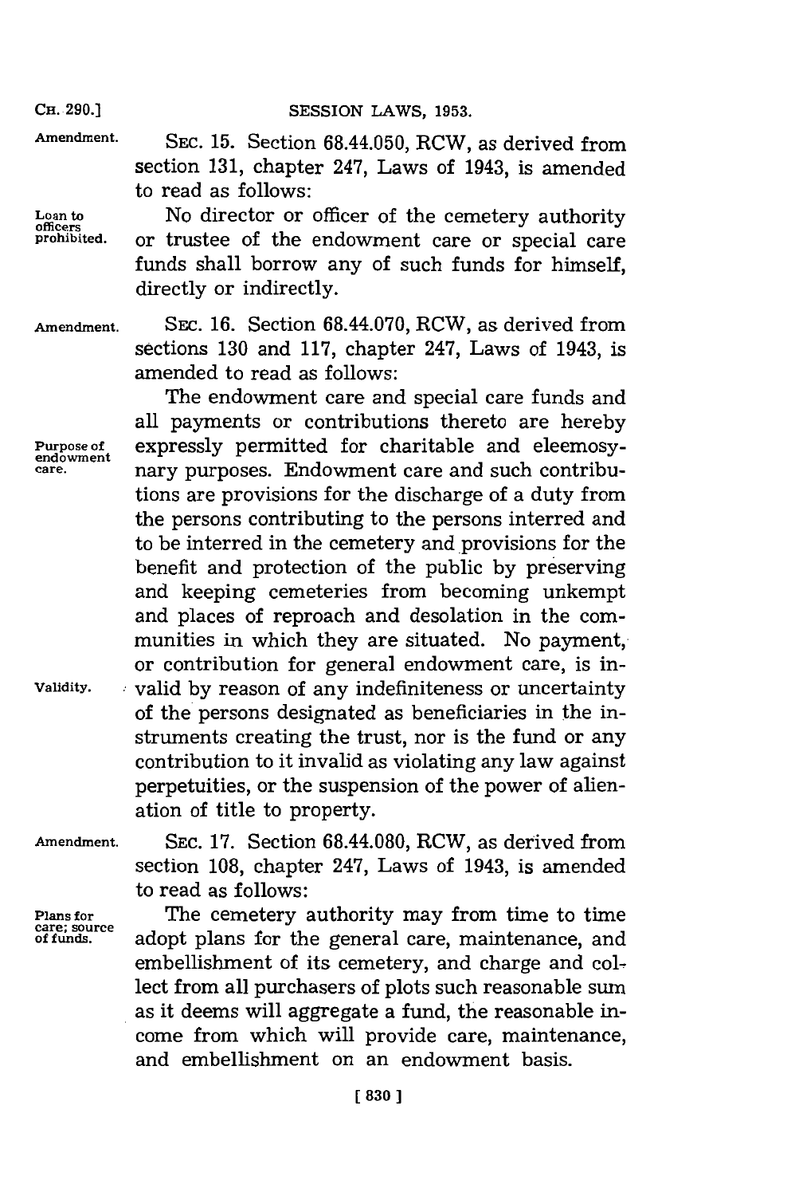**Amendment.** SEC. 15. Section 68.44.050, RCW, as derived from section 131, chapter 247, Laws of 1943, is amended to read as follows:

**Loan to officers prohibited.** No director or officer of the cemetery authority or trustee of the endowment care or special care funds shall borrow any of such funds for himself, directly or indirectly.

**Amendment.** SEC. 16. Section 68.44.070, RCW, as derived from sections 130 and 117, chapter 247, Laws of 1943, is amended to read as follows:

**Purpose of endowment care.** The endowment care and special care funds and all payments or contributions thereto are hereby expressly permitted for charitable and eleemosynary purposes. Endowment care and such contributions are provisions for the discharge of a duty from the persons contributing to the persons interred and to be interred in the cemetery and provisions for the benefit and protection of the public by preserving and keeping cemeteries from becoming unkempt and places of reproach and desolation in the communities in which they are situated. **Validity.** No payment, or contribution for general endowment care, is invalid by reason of any indefiniteness or uncertainty of the persons designated as beneficiaries in the instruments creating the trust, nor is the fund or any contribution to it invalid as violating any law against perpetuities, or the suspension of the power of alienation of title to property.

**Amendment.** SEC. 17. Section 68.44.080, RCW, as derived from section 108, chapter 247, Laws of 1943, is amended to read as follows:

**Plans for care; source of funds.** The cemetery authority may from time to time adopt plans for the general care, maintenance, and embellishment of its cemetery, and charge and collect from all purchasers of plots such reasonable sum as it deems will aggregate a fund, the reasonable income from which will provide care, maintenance, and embellishment on an endowment basis.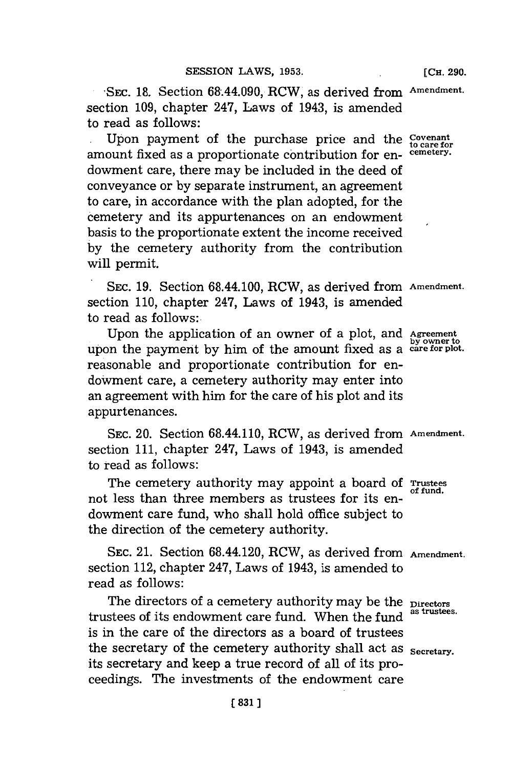SEC. 18. Section 68.44.090, RCW, as derived from section 109, chapter 247, Laws of 1943, is amended to read as follows:

Amendment.

Covenant to care for cemetery.

Upon payment of the purchase price and the amount fixed as a proportionate contribution for endowment care, there may be included in the deed of conveyance or by separate instrument, an agreement to care, in accordance with the plan adopted, for the cemetery and its appurtenances on an endowment basis to the proportionate extent the income received by the cemetery authority from the contribution will permit.

SEC. 19. Section 68.44.100, RCW, as derived from section 110, chapter 247, Laws of 1943, is amended to read as follows:

Amendment.

Agreement by owner to care for plot.

Upon the application of an owner of a plot, and upon the payment by him of the amount fixed as a reasonable and proportionate contribution for endowment care, a cemetery authority may enter into an agreement with him for the care of his plot and its appurtenances.

SEC. 20. Section 68.44.110, RCW, as derived from section 111, chapter 247, Laws of 1943, is amended to read as follows:

Amendment.

Trustees of fund.

The cemetery authority may appoint a board of not less than three members as trustees for its endowment care fund, who shall hold office subject to the direction of the cemetery authority.

SEC. 21. Section 68.44.120, RCW, as derived from section 112, chapter 247, Laws of 1943, is amended to read as follows:

Amendment.

Directors as trustees.

The directors of a cemetery authority may be the trustees of its endowment care fund. When the fund is in the care of the directors as a board of trustees the secretary of the cemetery authority shall act as its secretary and keep a true record of all of its proceedings. The investments of the endowment care

Secretary.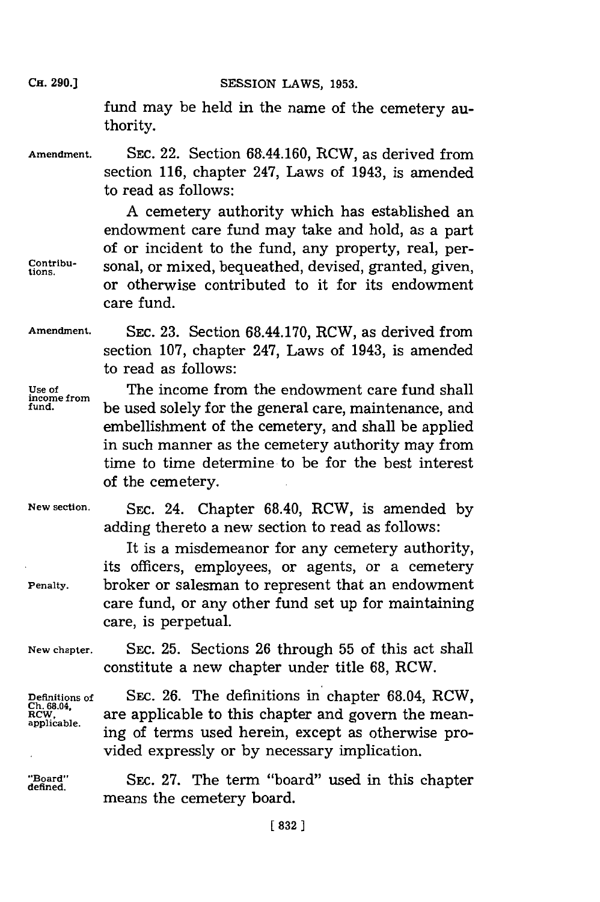fund may be held in the name of the cemetery authority.

**Amendment.** SEC. 22. Section 68.44.160, RCW, as derived from section 116, chapter 247, Laws of 1943, is amended to read as follows:

**Contributions.** A cemetery authority which has established an endowment care fund may take and hold, as a part of or incident to the fund, any property, real, personal, or mixed, bequeathed, devised, granted, given, or otherwise contributed to it for its endowment care fund.

**Amendment.** SEC. 23. Section 68.44.170, RCW, as derived from section 107, chapter 247, Laws of 1943, is amended to read as follows:

**Use of income from fund.** The income from the endowment care fund shall be used solely for the general care, maintenance, and embellishment of the cemetery, and shall be applied in such manner as the cemetery authority may from time to time determine to be for the best interest of the cemetery.

**New section.** SEC. 24. Chapter 68.40, RCW, is amended by adding thereto a new section to read as follows:

**Penalty.** It is a misdemeanor for any cemetery authority, its officers, employees, or agents, or a cemetery broker or salesman to represent that an endowment care fund, or any other fund set up for maintaining care, is perpetual.

**New chapter.** SEC. 25. Sections 26 through 55 of this act shall constitute a new chapter under title 68, RCW.

**Definitions of Ch. 68.04, RCW, applicable.** SEC. 26. The definitions in chapter 68.04, RCW, are applicable to this chapter and govern the meaning of terms used herein, except as otherwise provided expressly or by necessary implication.

**"Board" defined.** SEC. 27. The term "board" used in this chapter means the cemetery board.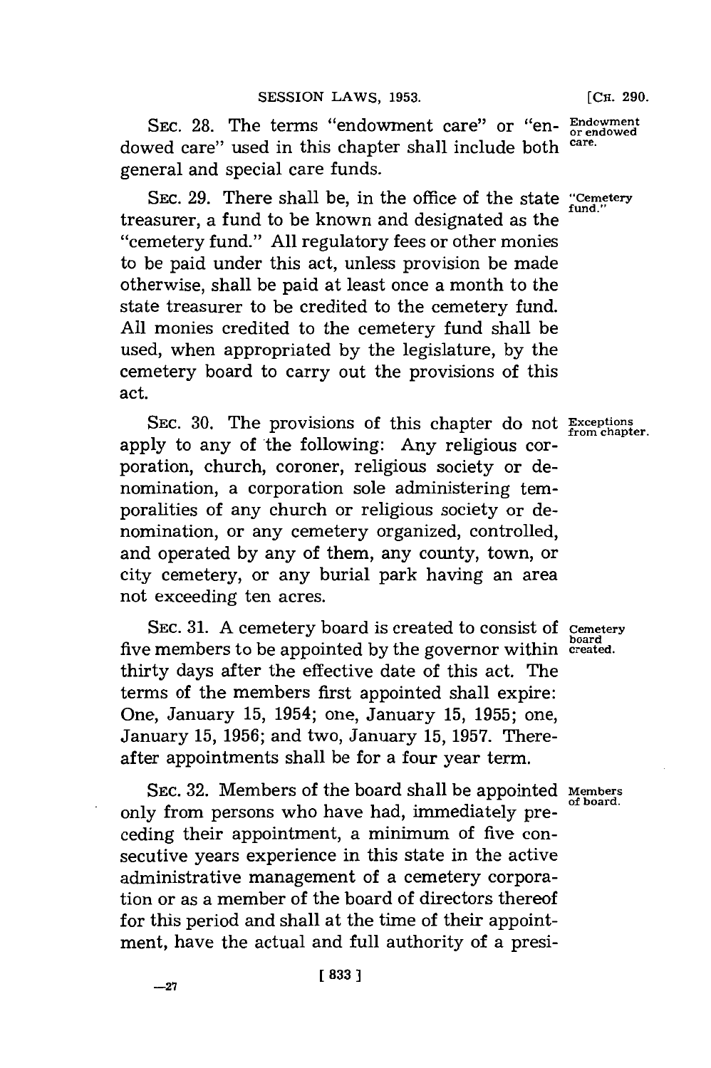SEC. 28. The terms "endowment care" or "endowed care" used in this chapter shall include both general and special care funds.

**Endowment or endowed care.**

SEC. 29. There shall be, in the office of the state treasurer, a fund to be known and designated as the "cemetery fund." All regulatory fees or other monies to be paid under this act, unless provision be made otherwise, shall be paid at least once a month to the state treasurer to be credited to the cemetery fund. All monies credited to the cemetery fund shall be used, when appropriated by the legislature, by the cemetery board to carry out the provisions of this act.

**"Cemetery fund."**

SEC. 30. The provisions of this chapter do not apply to any of the following: Any religious corporation, church, coroner, religious society or denomination, a corporation sole administering temporalities of any church or religious society or denomination, or any cemetery organized, controlled, and operated by any of them, any county, town, or city cemetery, or any burial park having an area not exceeding ten acres.

**Exceptions from chapter.**

SEC. 31. A cemetery board is created to consist of five members to be appointed by the governor within thirty days after the effective date of this act. The terms of the members first appointed shall expire: One, January 15, 1954; one, January 15, 1955; one, January 15, 1956; and two, January 15, 1957. Thereafter appointments shall be for a four year term.

**Cemetery board created.**

SEC. 32. Members of the board shall be appointed only from persons who have had, immediately preceding their appointment, a minimum of five consecutive years experience in this state in the active administrative management of a cemetery corporation or as a member of the board of directors thereof for this period and shall at the time of their appointment, have the actual and full authority of a presi-

**Members of board.**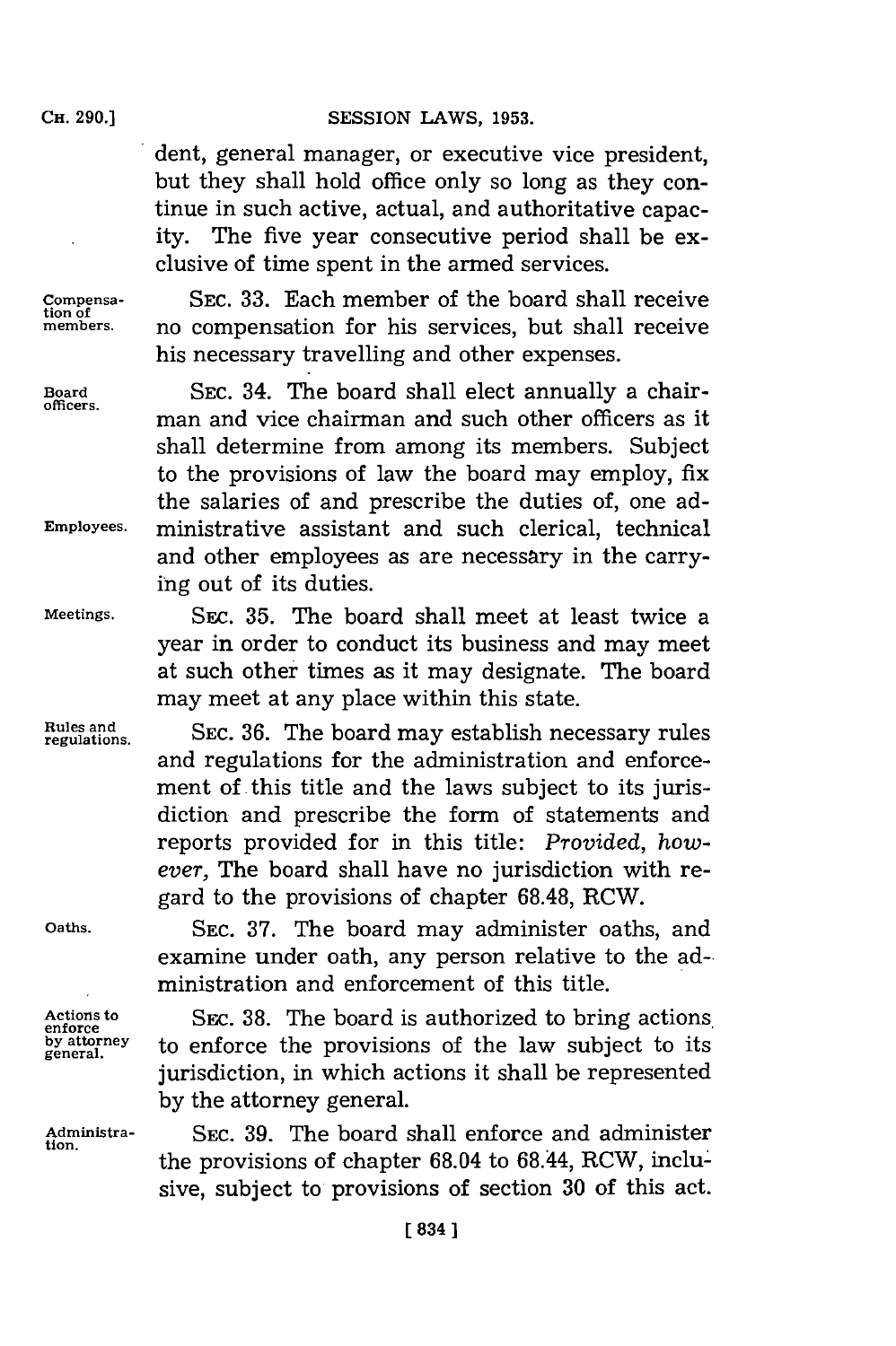dent, general manager, or executive vice president, but they shall hold office only so long as they continue in such active, actual, and authoritative capacity. The five year consecutive period shall be exclusive of time spent in the armed services.

Compensation of members. SEC. 33. Each member of the board shall receive no compensation for his services, but shall receive his necessary travelling and other expenses.

Board officers. SEC. 34. The board shall elect annually a chairman and vice chairman and such other officers as it shall determine from among its members. Subject to the provisions of law the board may employ, fix the salaries of and prescribe the duties of, one administrative assistant and such clerical, technical and other employees as are necessary in the carrying out of its duties.

Employees.

Meetings. SEC. 35. The board shall meet at least twice a year in order to conduct its business and may meet at such other times as it may designate. The board may meet at any place within this state.

Rules and regulations. SEC. 36. The board may establish necessary rules and regulations for the administration and enforcement of this title and the laws subject to its jurisdiction and prescribe the form of statements and reports provided for in this title: *Provided, however,* The board shall have no jurisdiction with regard to the provisions of chapter 68.48, RCW.

Oaths. SEC. 37. The board may administer oaths, and examine under oath, any person relative to the administration and enforcement of this title.

Actions to enforce by attorney general. SEC. 38. The board is authorized to bring actions to enforce the provisions of the law subject to its jurisdiction, in which actions it shall be represented by the attorney general.

Administration. SEC. 39. The board shall enforce and administer the provisions of chapter 68.04 to 68.44, RCW, inclusive, subject to provisions of section 30 of this act.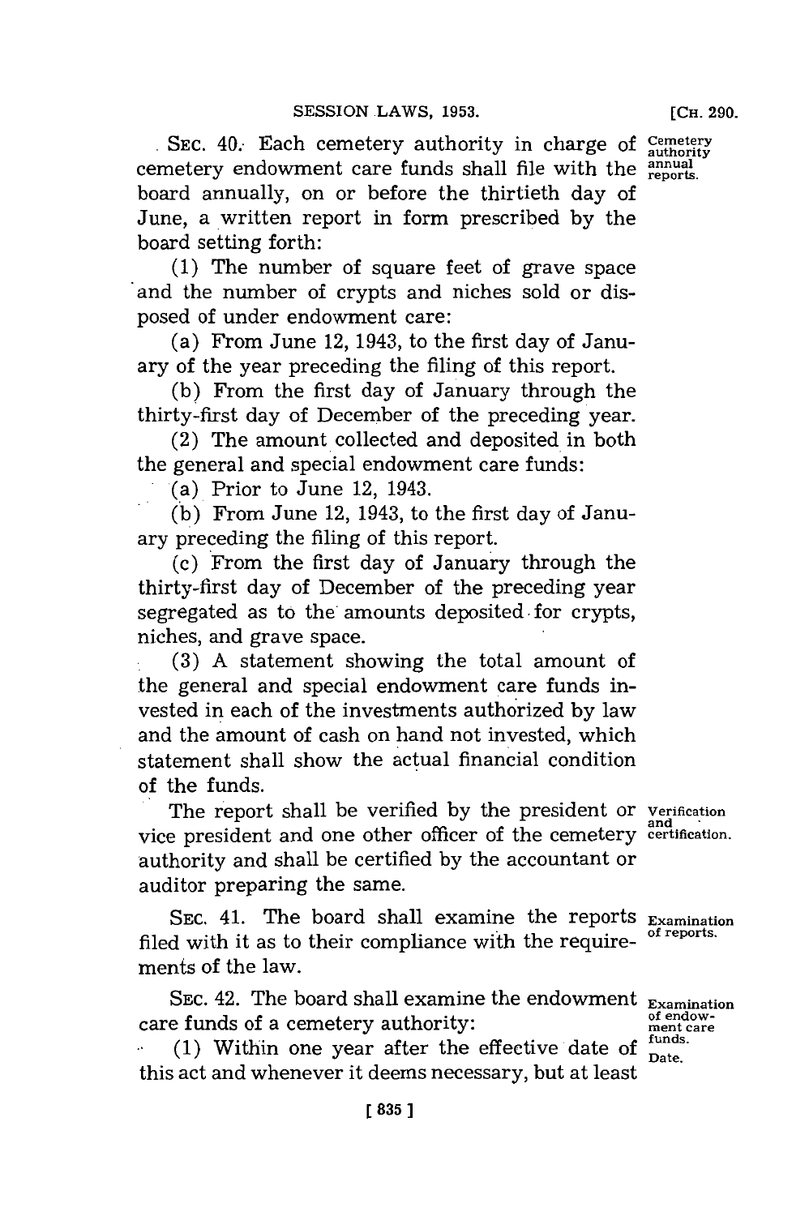SEC. 40. Each cemetery authority in charge of cemetery endowment care funds shall file with the board annually, on or before the thirtieth day of June, a written report in form prescribed by the board setting forth:

Cemetery authority annual reports.

(1) The number of square feet of grave space and the number of crypts and niches sold or disposed of under endowment care:

(a) From June 12, 1943, to the first day of January of the year preceding the filing of this report.

(b) From the first day of January through the thirty-first day of December of the preceding year.

(2) The amount collected and deposited in both the general and special endowment care funds:

(a) Prior to June 12, 1943.

(b) From June 12, 1943, to the first day of January preceding the filing of this report.

(c) From the first day of January through the thirty-first day of December of the preceding year segregated as to the amounts deposited for crypts, niches, and grave space.

(3) A statement showing the total amount of the general and special endowment care funds invested in each of the investments authorized by law and the amount of cash on hand not invested, which statement shall show the actual financial condition of the funds.

The report shall be verified by the president or vice president and one other officer of the cemetery authority and shall be certified by the accountant or auditor preparing the same.

Verification and certification.

SEC. 41. The board shall examine the reports filed with it as to their compliance with the requirements of the law.

Examination of reports.

SEC. 42. The board shall examine the endowment care funds of a cemetery authority:

Examination of endowment care funds.

(1) Within one year after the effective date of this act and whenever it deems necessary, but at least

Date.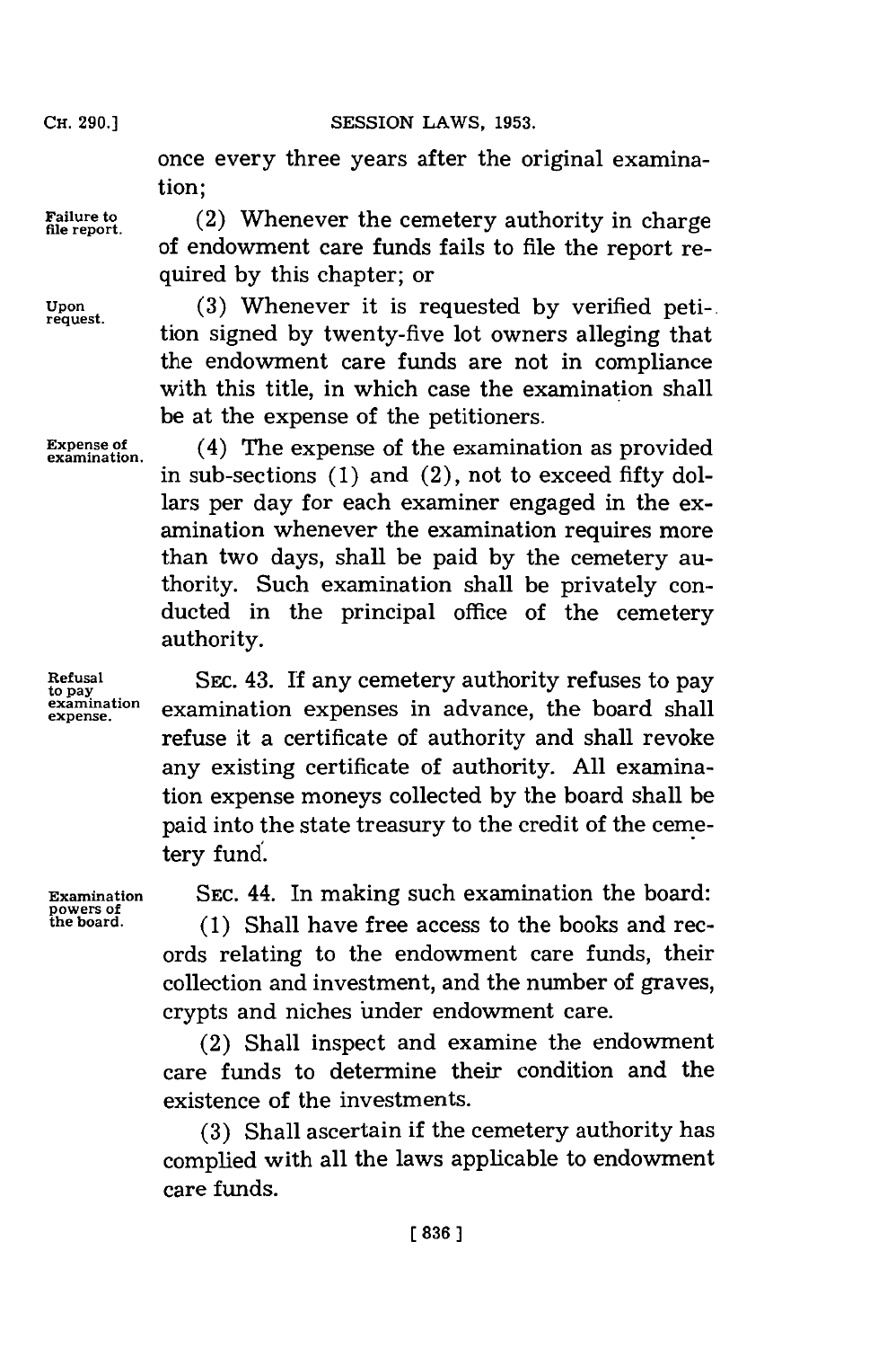once every three years after the original examination;

**Failure to file report.** (2) Whenever the cemetery authority in charge of endowment care funds fails to file the report required by this chapter; or

**Upon request.** (3) Whenever it is requested by verified petition signed by twenty-five lot owners alleging that the endowment care funds are not in compliance with this title, in which case the examination shall be at the expense of the petitioners.

**Expense of examination.** (4) The expense of the examination as provided in sub-sections (1) and (2), not to exceed fifty dollars per day for each examiner engaged in the examination whenever the examination requires more than two days, shall be paid by the cemetery authority. Such examination shall be privately conducted in the principal office of the cemetery authority.

**Refusal to pay examination expense.** SEC. 43. If any cemetery authority refuses to pay examination expenses in advance, the board shall refuse it a certificate of authority and shall revoke any existing certificate of authority. All examination expense moneys collected by the board shall be paid into the state treasury to the credit of the cemetery fund.

**Examination powers of the board.** SEC. 44. In making such examination the board:

(1) Shall have free access to the books and records relating to the endowment care funds, their collection and investment, and the number of graves, crypts and niches under endowment care.

(2) Shall inspect and examine the endowment care funds to determine their condition and the existence of the investments.

(3) Shall ascertain if the cemetery authority has complied with all the laws applicable to endowment care funds.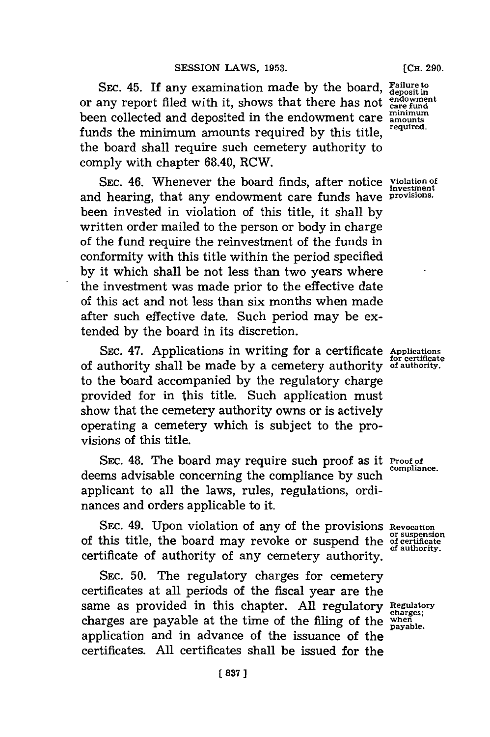SEC. 45. If any examination made by the board, or any report filed with it, shows that there has not been collected and deposited in the endowment care funds the minimum amounts required by this title, the board shall require such cemetery authority to comply with chapter 68.40, RCW.

*Failure to deposit in endowment care fund minimum amounts required.*

SEC. 46. Whenever the board finds, after notice and hearing, that any endowment care funds have been invested in violation of this title, it shall by written order mailed to the person or body in charge of the fund require the reinvestment of the funds in conformity with this title within the period specified by it which shall be not less than two years where the investment was made prior to the effective date of this act and not less than six months when made after such effective date. Such period may be extended by the board in its discretion.

*Violation of investment provisions.*

SEC. 47. Applications in writing for a certificate of authority shall be made by a cemetery authority to the board accompanied by the regulatory charge provided for in this title. Such application must show that the cemetery authority owns or is actively operating a cemetery which is subject to the provisions of this title.

*Applications for certificate of authority.*

SEC. 48. The board may require such proof as it deems advisable concerning the compliance by such applicant to all the laws, rules, regulations, ordinances and orders applicable to it.

*Proof of compliance.*

SEC. 49. Upon violation of any of the provisions of this title, the board may revoke or suspend the certificate of authority of any cemetery authority.

*Revocation or suspension of certificate of authority.*

SEC. 50. The regulatory charges for cemetery certificates at all periods of the fiscal year are the same as provided in this chapter. All regulatory charges are payable at the time of the filing of the application and in advance of the issuance of the certificates. All certificates shall be issued for the

*Regulatory charges; when payable.*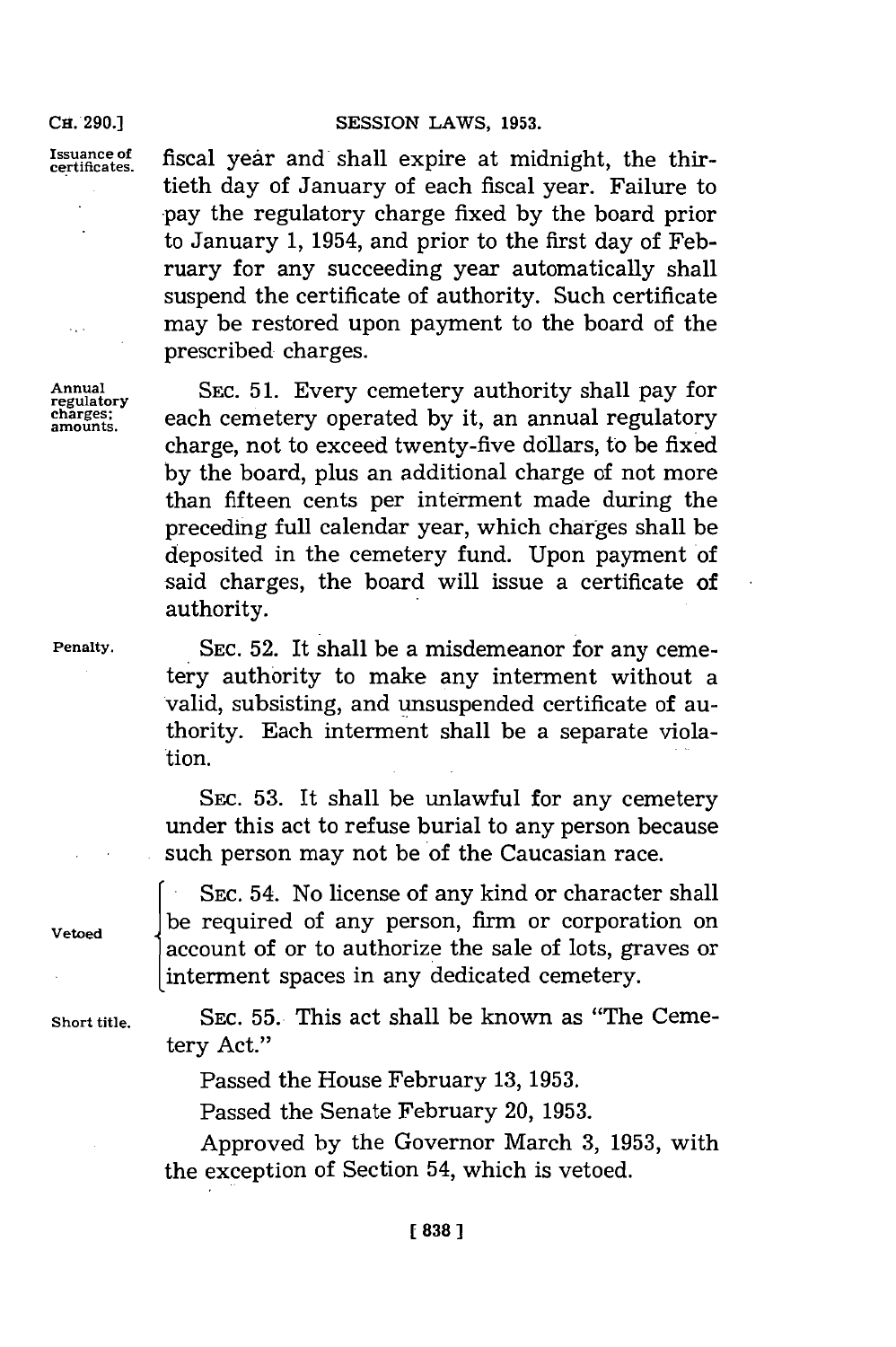Issuance of certificates.

fiscal year and shall expire at midnight, the thirtieth day of January of each fiscal year. Failure to pay the regulatory charge fixed by the board prior to January 1, 1954, and prior to the first day of February for any succeeding year automatically shall suspend the certificate of authority. Such certificate may be restored upon payment to the board of the prescribed charges.

Annual regulatory charges; amounts.

SEC. 51. Every cemetery authority shall pay for each cemetery operated by it, an annual regulatory charge, not to exceed twenty-five dollars, to be fixed by the board, plus an additional charge of not more than fifteen cents per interment made during the preceding full calendar year, which charges shall be deposited in the cemetery fund. Upon payment of said charges, the board will issue a certificate of authority.

Penalty.

SEC. 52. It shall be a misdemeanor for any cemetery authority to make any interment without a valid, subsisting, and unsuspended certificate of authority. Each interment shall be a separate violation.

SEC. 53. It shall be unlawful for any cemetery under this act to refuse burial to any person because such person may not be of the Caucasian race.

Vetoed

SEC. 54. No license of any kind or character shall be required of any person, firm or corporation on account of or to authorize the sale of lots, graves or interment spaces in any dedicated cemetery.

Short title.

SEC. 55. This act shall be known as "The Cemetery Act."

Passed the House February 13, 1953.

Passed the Senate February 20, 1953.

Approved by the Governor March 3, 1953, with the exception of Section 54, which is vetoed.